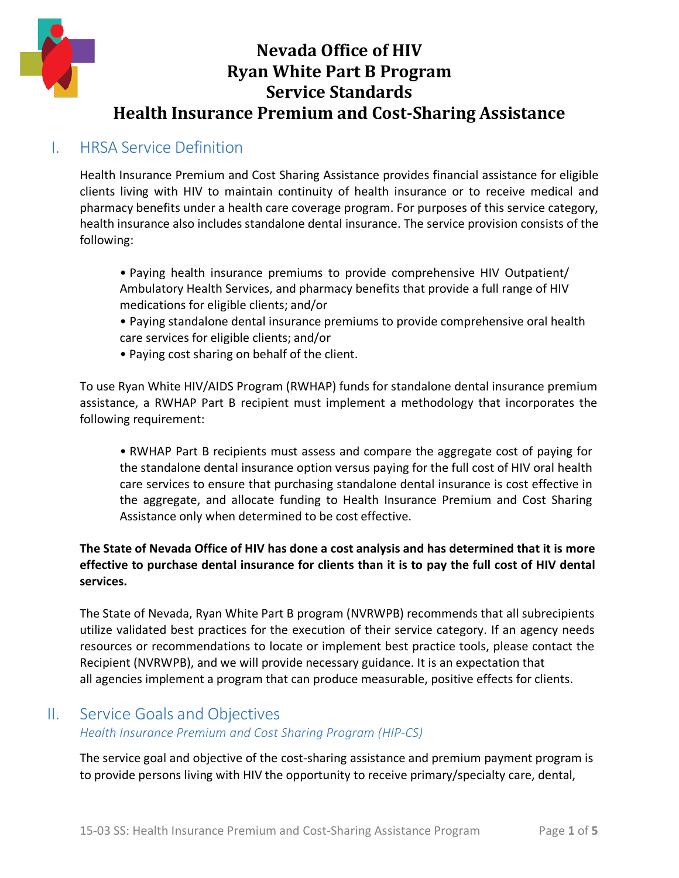# Nevada Office of HIV
# Ryan White Part B Program
# Service Standards
# Health Insurance Premium and Cost-Sharing Assistance

## I. HRSA Service Definition

Health Insurance Premium and Cost Sharing Assistance provides financial assistance for eligible clients living with HIV to maintain continuity of health insurance or to receive medical and pharmacy benefits under a health care coverage program. For purposes of this service category, health insurance also includes standalone dental insurance. The service provision consists of the following:

- Paying health insurance premiums to provide comprehensive HIV Outpatient/ Ambulatory Health Services, and pharmacy benefits that provide a full range of HIV medications for eligible clients; and/or
- Paying standalone dental insurance premiums to provide comprehensive oral health care services for eligible clients; and/or
- Paying cost sharing on behalf of the client.

To use Ryan White HIV/AIDS Program (RWHAP) funds for standalone dental insurance premium assistance, a RWHAP Part B recipient must implement a methodology that incorporates the following requirement:

- RWHAP Part B recipients must assess and compare the aggregate cost of paying for the standalone dental insurance option versus paying for the full cost of HIV oral health care services to ensure that purchasing standalone dental insurance is cost effective in the aggregate, and allocate funding to Health Insurance Premium and Cost Sharing Assistance only when determined to be cost effective.

**The State of Nevada Office of HIV has done a cost analysis and has determined that it is more effective to purchase dental insurance for clients than it is to pay the full cost of HIV dental services.**

The State of Nevada, Ryan White Part B program (NVRWPB) recommends that all subrecipients utilize validated best practices for the execution of their service category. If an agency needs resources or recommendations to locate or implement best practice tools, please contact the Recipient (NVRWPB), and we will provide necessary guidance. It is an expectation that all agencies implement a program that can produce measurable, positive effects for clients.

## II. Service Goals and Objectives

*Health Insurance Premium and Cost Sharing Program (HIP-CS)*

The service goal and objective of the cost-sharing assistance and premium payment program is to provide persons living with HIV the opportunity to receive primary/specialty care, dental,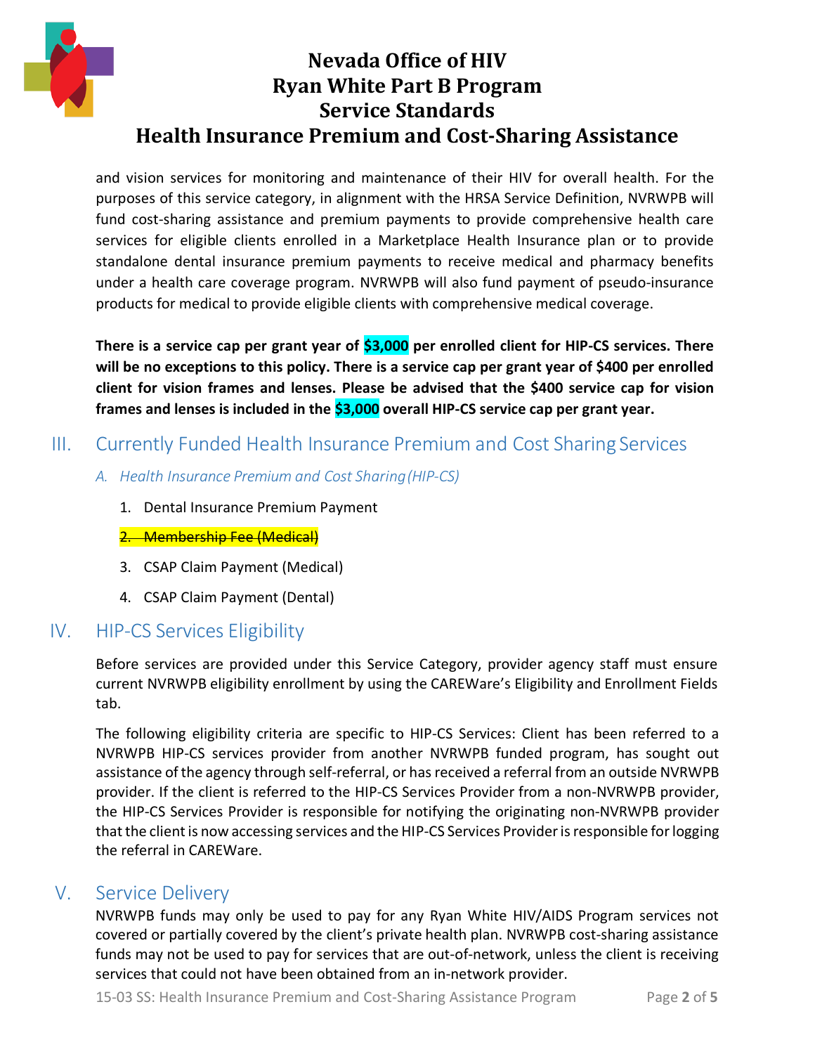and vision services for monitoring and maintenance of their HIV for overall health. For the purposes of this service category, in alignment with the HRSA Service Definition, NVRWPB will fund cost-sharing assistance and premium payments to provide comprehensive health care services for eligible clients enrolled in a Marketplace Health Insurance plan or to provide standalone dental insurance premium payments to receive medical and pharmacy benefits under a health care coverage program. NVRWPB will also fund payment of pseudo-insurance products for medical to provide eligible clients with comprehensive medical coverage.

**There is a service cap per grant year of $3,000 per enrolled client for HIP-CS services. There will be no exceptions to this policy. There is a service cap per grant year of $400 per enrolled client for vision frames and lenses. Please be advised that the $400 service cap for vision frames and lenses is included in the $3,000 overall HIP-CS service cap per grant year.**

## III. Currently Funded Health Insurance Premium and Cost Sharing Services

### *A. Health Insurance Premium and Cost Sharing (HIP-CS)*

1. Dental Insurance Premium Payment
2. ~~Membership Fee (Medical)~~
3. CSAP Claim Payment (Medical)
4. CSAP Claim Payment (Dental)

## IV. HIP-CS Services Eligibility

Before services are provided under this Service Category, provider agency staff must ensure current NVRWPB eligibility enrollment by using the CAREWare's Eligibility and Enrollment Fields tab.

The following eligibility criteria are specific to HIP-CS Services: Client has been referred to a NVRWPB HIP-CS services provider from another NVRWPB funded program, has sought out assistance of the agency through self-referral, or has received a referral from an outside NVRWPB provider. If the client is referred to the HIP-CS Services Provider from a non-NVRWPB provider, the HIP-CS Services Provider is responsible for notifying the originating non-NVRWPB provider that the client is now accessing services and the HIP-CS Services Provider is responsible for logging the referral in CAREWare.

## V. Service Delivery

NVRWPB funds may only be used to pay for any Ryan White HIV/AIDS Program services not covered or partially covered by the client's private health plan. NVRWPB cost-sharing assistance funds may not be used to pay for services that are out-of-network, unless the client is receiving services that could not have been obtained from an in-network provider.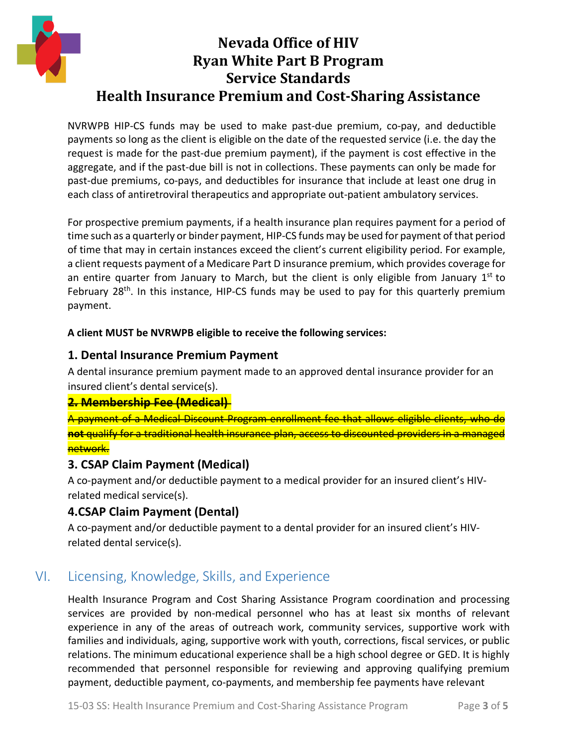# Nevada Office of HIV
# Ryan White Part B Program
# Service Standards
# Health Insurance Premium and Cost-Sharing Assistance

NVRWPB HIP-CS funds may be used to make past-due premium, co-pay, and deductible payments so long as the client is eligible on the date of the requested service (i.e. the day the request is made for the past-due premium payment), if the payment is cost effective in the aggregate, and if the past-due bill is not in collections. These payments can only be made for past-due premiums, co-pays, and deductibles for insurance that include at least one drug in each class of antiretroviral therapeutics and appropriate out-patient ambulatory services.

For prospective premium payments, if a health insurance plan requires payment for a period of time such as a quarterly or binder payment, HIP-CS funds may be used for payment of that period of time that may in certain instances exceed the client's current eligibility period. For example, a client requests payment of a Medicare Part D insurance premium, which provides coverage for an entire quarter from January to March, but the client is only eligible from January 1st to February 28th. In this instance, HIP-CS funds may be used to pay for this quarterly premium payment.

**A client MUST be NVRWPB eligible to receive the following services:**

### 1. Dental Insurance Premium Payment

A dental insurance premium payment made to an approved dental insurance provider for an insured client's dental service(s).

### ~~2. Membership Fee (Medical)~~

~~A payment of a Medical Discount Program enrollment fee that allows eligible clients, who do **not** qualify for a traditional health insurance plan, access to discounted providers in a managed network.~~

### 3. CSAP Claim Payment (Medical)

A co-payment and/or deductible payment to a medical provider for an insured client's HIV-related medical service(s).

### 4.CSAP Claim Payment (Dental)

A co-payment and/or deductible payment to a dental provider for an insured client's HIV-related dental service(s).

## VI. Licensing, Knowledge, Skills, and Experience

Health Insurance Program and Cost Sharing Assistance Program coordination and processing services are provided by non-medical personnel who has at least six months of relevant experience in any of the areas of outreach work, community services, supportive work with families and individuals, aging, supportive work with youth, corrections, fiscal services, or public relations. The minimum educational experience shall be a high school degree or GED. It is highly recommended that personnel responsible for reviewing and approving qualifying premium payment, deductible payment, co-payments, and membership fee payments have relevant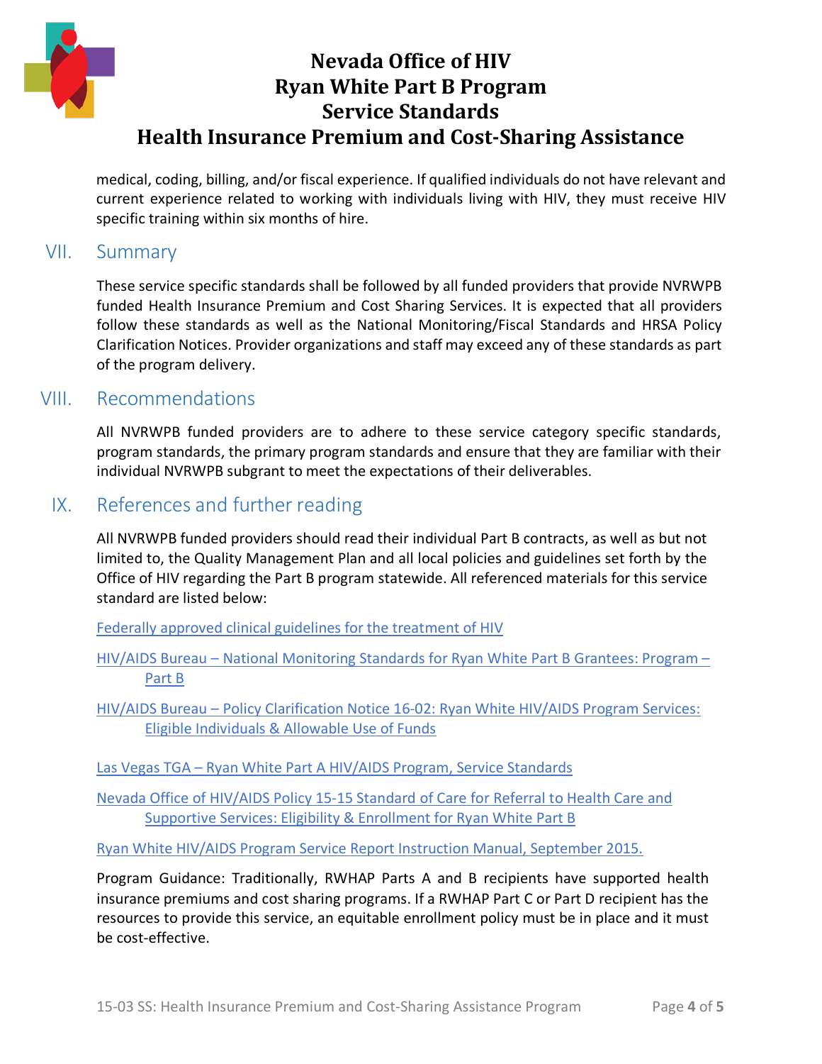medical, coding, billing, and/or fiscal experience. If qualified individuals do not have relevant and current experience related to working with individuals living with HIV, they must receive HIV specific training within six months of hire.

## VII. Summary

These service specific standards shall be followed by all funded providers that provide NVRWPB funded Health Insurance Premium and Cost Sharing Services. It is expected that all providers follow these standards as well as the National Monitoring/Fiscal Standards and HRSA Policy Clarification Notices. Provider organizations and staff may exceed any of these standards as part of the program delivery.

## VIII. Recommendations

All NVRWPB funded providers are to adhere to these service category specific standards, program standards, the primary program standards and ensure that they are familiar with their individual NVRWPB subgrant to meet the expectations of their deliverables.

## IX. References and further reading

All NVRWPB funded providers should read their individual Part B contracts, as well as but not limited to, the Quality Management Plan and all local policies and guidelines set forth by the Office of HIV regarding the Part B program statewide. All referenced materials for this service standard are listed below:

Federally approved clinical guidelines for the treatment of HIV

HIV/AIDS Bureau – National Monitoring Standards for Ryan White Part B Grantees: Program – Part B

HIV/AIDS Bureau – Policy Clarification Notice 16-02: Ryan White HIV/AIDS Program Services: Eligible Individuals & Allowable Use of Funds

Las Vegas TGA – Ryan White Part A HIV/AIDS Program, Service Standards

Nevada Office of HIV/AIDS Policy 15-15 Standard of Care for Referral to Health Care and Supportive Services: Eligibility & Enrollment for Ryan White Part B

Ryan White HIV/AIDS Program Service Report Instruction Manual, September 2015.

Program Guidance: Traditionally, RWHAP Parts A and B recipients have supported health insurance premiums and cost sharing programs. If a RWHAP Part C or Part D recipient has the resources to provide this service, an equitable enrollment policy must be in place and it must be cost-effective.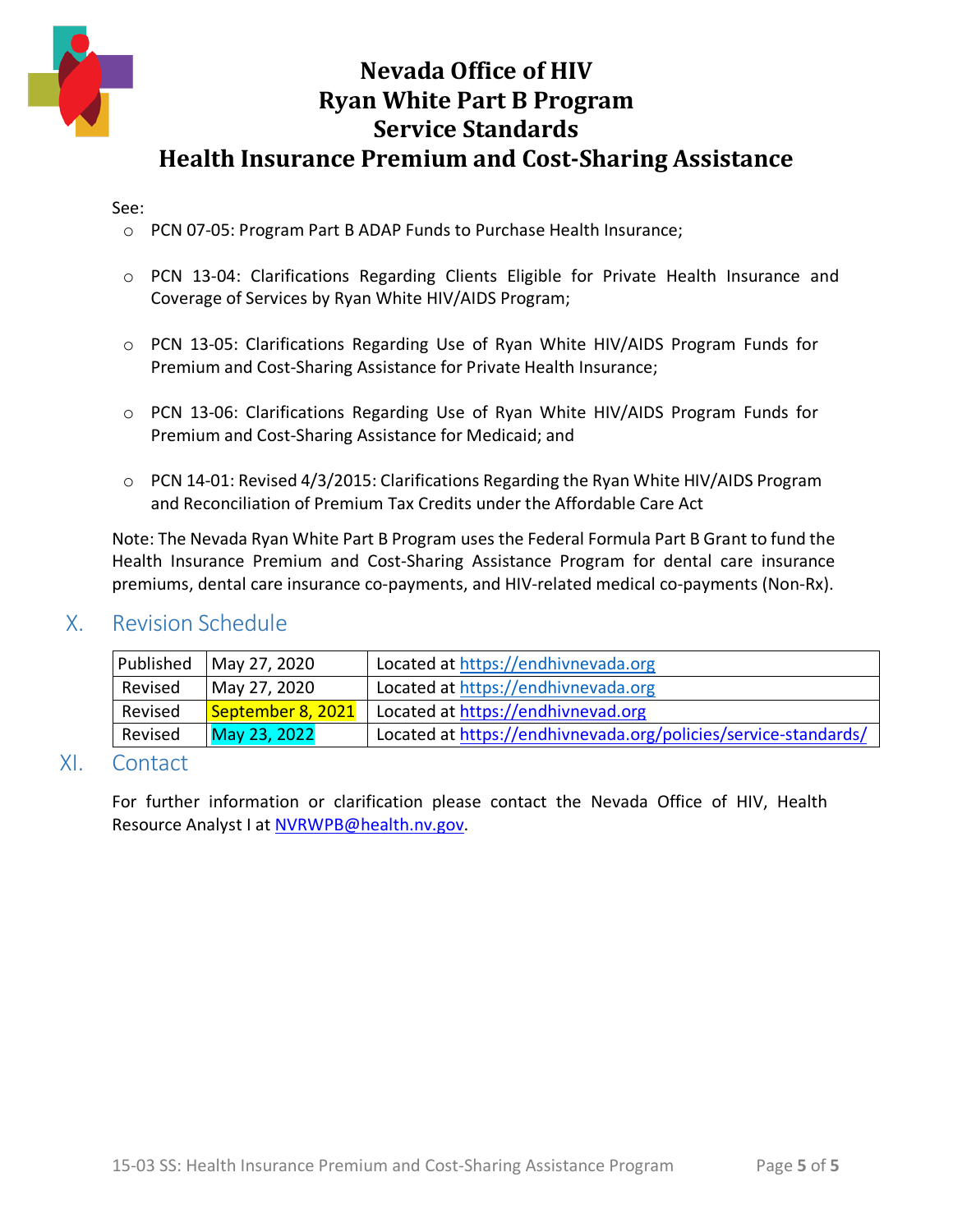# Nevada Office of HIV
# Ryan White Part B Program
# Service Standards
# Health Insurance Premium and Cost-Sharing Assistance

See:

- PCN 07-05: Program Part B ADAP Funds to Purchase Health Insurance;
- PCN 13-04: Clarifications Regarding Clients Eligible for Private Health Insurance and Coverage of Services by Ryan White HIV/AIDS Program;
- PCN 13-05: Clarifications Regarding Use of Ryan White HIV/AIDS Program Funds for Premium and Cost-Sharing Assistance for Private Health Insurance;
- PCN 13-06: Clarifications Regarding Use of Ryan White HIV/AIDS Program Funds for Premium and Cost-Sharing Assistance for Medicaid; and
- PCN 14-01: Revised 4/3/2015: Clarifications Regarding the Ryan White HIV/AIDS Program and Reconciliation of Premium Tax Credits under the Affordable Care Act

Note: The Nevada Ryan White Part B Program uses the Federal Formula Part B Grant to fund the Health Insurance Premium and Cost-Sharing Assistance Program for dental care insurance premiums, dental care insurance co-payments, and HIV-related medical co-payments (Non-Rx).

## X. Revision Schedule

| | | |
|---|---|---|
| Published | May 27, 2020 | Located at https://endhivnevada.org |
| Revised | May 27, 2020 | Located at https://endhivnevada.org |
| Revised | September 8, 2021 | Located at https://endhivnevad.org |
| Revised | May 23, 2022 | Located at https://endhivnevada.org/policies/service-standards/ |

## XI. Contact

For further information or clarification please contact the Nevada Office of HIV, Health Resource Analyst I at NVRWPB@health.nv.gov.